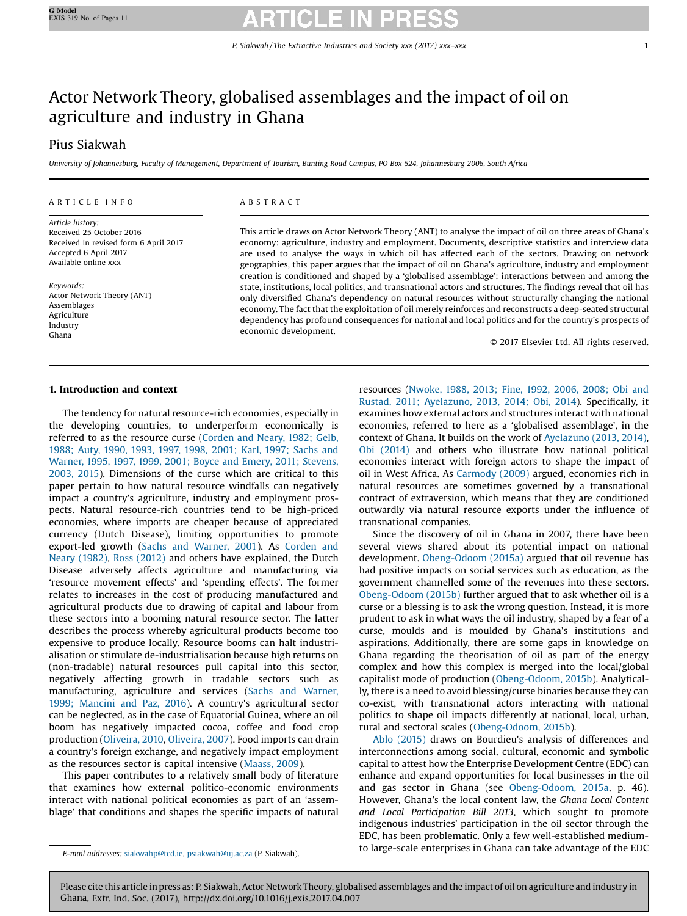# Actor Network Theory, globalised assemblages and the impact of oil on agriculture and industry in Ghana

Pius Siakwah

*University of Johannesburg, Faculty of Management, Department of Tourism, Bunting Road Campus, PO Box 524, Johannesburg 2006, South Africa*

ARTICLE INFO

*Article history:*
Received 25 October 2016
Received in revised form 6 April 2017
Accepted 6 April 2017
Available online xxx

*Keywords:*
Actor Network Theory (ANT)
Assemblages
Agriculture
Industry
Ghana

ABSTRACT

This article draws on Actor Network Theory (ANT) to analyse the impact of oil on three areas of Ghana's economy: agriculture, industry and employment. Documents, descriptive statistics and interview data are used to analyse the ways in which oil has affected each of the sectors. Drawing on network geographies, this paper argues that the impact of oil on Ghana's agriculture, industry and employment creation is conditioned and shaped by a 'globalised assemblage': interactions between and among the state, institutions, local politics, and transnational actors and structures. The findings reveal that oil has only diversified Ghana's dependency on natural resources without structurally changing the national economy. The fact that the exploitation of oil merely reinforces and reconstructs a deep-seated structural dependency has profound consequences for national and local politics and for the country's prospects of economic development.

© 2017 Elsevier Ltd. All rights reserved.

## 1. Introduction and context

The tendency for natural resource-rich economies, especially in the developing countries, to underperform economically is referred to as the resource curse (Corden and Neary, 1982; Gelb, 1988; Auty, 1990, 1993, 1997, 1998, 2001; Karl, 1997; Sachs and Warner, 1995, 1997, 1999, 2001; Boyce and Emery, 2011; Stevens, 2003, 2015). Dimensions of the curse which are critical to this paper pertain to how natural resource windfalls can negatively impact a country's agriculture, industry and employment prospects. Natural resource-rich countries tend to be high-priced economies, where imports are cheaper because of appreciated currency (Dutch Disease), limiting opportunities to promote export-led growth (Sachs and Warner, 2001). As Corden and Neary (1982), Ross (2012) and others have explained, the Dutch Disease adversely affects agriculture and manufacturing via 'resource movement effects' and 'spending effects'. The former relates to increases in the cost of producing manufactured and agricultural products due to drawing of capital and labour from these sectors into a booming natural resource sector. The latter describes the process whereby agricultural products become too expensive to produce locally. Resource booms can halt industrialisation or stimulate de-industrialisation because high returns on (non-tradable) natural resources pull capital into this sector, negatively affecting growth in tradable sectors such as manufacturing, agriculture and services (Sachs and Warner, 1999; Mancini and Paz, 2016). A country's agricultural sector can be neglected, as in the case of Equatorial Guinea, where an oil boom has negatively impacted cocoa, coffee and food crop production (Oliveira, 2010, Oliveira, 2007). Food imports can drain a country's foreign exchange, and negatively impact employment as the resources sector is capital intensive (Maass, 2009).

This paper contributes to a relatively small body of literature that examines how external politico-economic environments interact with national political economies as part of an 'assemblage' that conditions and shapes the specific impacts of natural resources (Nwoke, 1988, 2013; Fine, 1992, 2006, 2008; Obi and Rustad, 2011; Ayelazuno, 2013, 2014; Obi, 2014). Specifically, it examines how external actors and structures interact with national economies, referred to here as a 'globalised assemblage', in the context of Ghana. It builds on the work of Ayelazuno (2013, 2014), Obi (2014) and others who illustrate how national political economies interact with foreign actors to shape the impact of oil in West Africa. As Carmody (2009) argued, economies rich in natural resources are sometimes governed by a transnational contract of extraversion, which means that they are conditioned outwardly via natural resource exports under the influence of transnational companies.

Since the discovery of oil in Ghana in 2007, there have been several views shared about its potential impact on national development. Obeng-Odoom (2015a) argued that oil revenue has had positive impacts on social services such as education, as the government channelled some of the revenues into these sectors. Obeng-Odoom (2015b) further argued that to ask whether oil is a curse or a blessing is to ask the wrong question. Instead, it is more prudent to ask in what ways the oil industry, shaped by a fear of a curse, moulds and is moulded by Ghana's institutions and aspirations. Additionally, there are some gaps in knowledge on Ghana regarding the theorisation of oil as part of the energy complex and how this complex is merged into the local/global capitalist mode of production (Obeng-Odoom, 2015b). Analytically, there is a need to avoid blessing/curse binaries because they can co-exist, with transnational actors interacting with national politics to shape oil impacts differently at national, local, urban, rural and sectoral scales (Obeng-Odoom, 2015b).

Ablo (2015) draws on Bourdieu's analysis of differences and interconnections among social, cultural, economic and symbolic capital to attest how the Enterprise Development Centre (EDC) can enhance and expand opportunities for local businesses in the oil and gas sector in Ghana (see Obeng-Odoom, 2015a, p. 46). However, Ghana's the local content law, the *Ghana Local Content and Local Participation Bill 2013*, which sought to promote indigenous industries' participation in the oil sector through the EDC, has been problematic. Only a few well-established medium- to large-scale enterprises in Ghana can take advantage of the EDC

*E-mail addresses:* siakwahp@tcd.ie, psiakwah@uj.ac.za (P. Siakwah).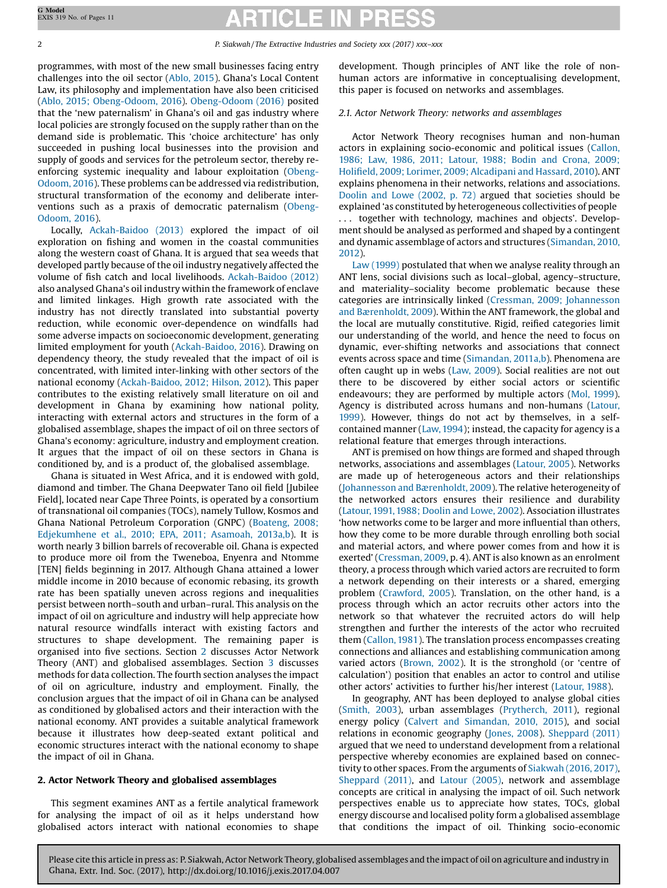programmes, with most of the new small businesses facing entry challenges into the oil sector (Ablo, 2015). Ghana's Local Content Law, its philosophy and implementation have also been criticised (Ablo, 2015; Obeng-Odoom, 2016). Obeng-Odoom (2016) posited that the 'new paternalism' in Ghana's oil and gas industry where local policies are strongly focused on the supply rather than on the demand side is problematic. This 'choice architecture' has only succeeded in pushing local businesses into the provision and supply of goods and services for the petroleum sector, thereby re-enforcing systemic inequality and labour exploitation (Obeng-Odoom, 2016). These problems can be addressed via redistribution, structural transformation of the economy and deliberate interventions such as a praxis of democratic paternalism (Obeng-Odoom, 2016).

Locally, Ackah-Baidoo (2013) explored the impact of oil exploration on fishing and women in the coastal communities along the western coast of Ghana. It is argued that sea weeds that developed partly because of the oil industry negatively affected the volume of fish catch and local livelihoods. Ackah-Baidoo (2012) also analysed Ghana's oil industry within the framework of enclave and limited linkages. High growth rate associated with the industry has not directly translated into substantial poverty reduction, while economic over-dependence on windfalls had some adverse impacts on socioeconomic development, generating limited employment for youth (Ackah-Baidoo, 2016). Drawing on dependency theory, the study revealed that the impact of oil is concentrated, with limited inter-linking with other sectors of the national economy (Ackah-Baidoo, 2012; Hilson, 2012). This paper contributes to the existing relatively small literature on oil and development in Ghana by examining how national polity, interacting with external actors and structures in the form of a globalised assemblage, shapes the impact of oil on three sectors of Ghana's economy: agriculture, industry and employment creation. It argues that the impact of oil on these sectors in Ghana is conditioned by, and is a product of, the globalised assemblage.

Ghana is situated in West Africa, and it is endowed with gold, diamond and timber. The Ghana Deepwater Tano oil field [Jubilee Field], located near Cape Three Points, is operated by a consortium of transnational oil companies (TOCs), namely Tullow, Kosmos and Ghana National Petroleum Corporation (GNPC) (Boateng, 2008; Edjekumhene et al., 2010; EPA, 2011; Asamoah, 2013a,b). It is worth nearly 3 billion barrels of recoverable oil. Ghana is expected to produce more oil from the Tweneboa, Enyenra and Ntomme [TEN] fields beginning in 2017. Although Ghana attained a lower middle income in 2010 because of economic rebasing, its growth rate has been spatially uneven across regions and inequalities persist between north–south and urban–rural. This analysis on the impact of oil on agriculture and industry will help appreciate how natural resource windfalls interact with existing factors and structures to shape development. The remaining paper is organised into five sections. Section 2 discusses Actor Network Theory (ANT) and globalised assemblages. Section 3 discusses methods for data collection. The fourth section analyses the impact of oil on agriculture, industry and employment. Finally, the conclusion argues that the impact of oil in Ghana can be analysed as conditioned by globalised actors and their interaction with the national economy. ANT provides a suitable analytical framework because it illustrates how deep-seated extant political and economic structures interact with the national economy to shape the impact of oil in Ghana.

## 2. Actor Network Theory and globalised assemblages

This segment examines ANT as a fertile analytical framework for analysing the impact of oil as it helps understand how globalised actors interact with national economies to shape development. Though principles of ANT like the role of non-human actors are informative in conceptualising development, this paper is focused on networks and assemblages.

### 2.1. Actor Network Theory: networks and assemblages

Actor Network Theory recognises human and non-human actors in explaining socio-economic and political issues (Callon, 1986; Law, 1986, 2011; Latour, 1988; Bodin and Crona, 2009; Holifield, 2009; Lorimer, 2009; Alcadipani and Hassard, 2010). ANT explains phenomena in their networks, relations and associations. Doolin and Lowe (2002, p. 72) argued that societies should be explained 'as constituted by heterogeneous collectivities of people . . . together with technology, machines and objects'. Development should be analysed as performed and shaped by a contingent and dynamic assemblage of actors and structures (Simandan, 2010, 2012).

Law (1999) postulated that when we analyse reality through an ANT lens, social divisions such as local–global, agency–structure, and materiality–sociality become problematic because these categories are intrinsically linked (Cressman, 2009; Johannesson and Bærenholdt, 2009). Within the ANT framework, the global and the local are mutually constitutive. Rigid, reified categories limit our understanding of the world, and hence the need to focus on dynamic, ever-shifting networks and associations that connect events across space and time (Simandan, 2011a,b). Phenomena are often caught up in webs (Law, 2009). Social realities are not out there to be discovered by either social actors or scientific endeavours; they are performed by multiple actors (Mol, 1999). Agency is distributed across humans and non-humans (Latour, 1999). However, things do not act by themselves, in a self-contained manner (Law, 1994); instead, the capacity for agency is a relational feature that emerges through interactions.

ANT is premised on how things are formed and shaped through networks, associations and assemblages (Latour, 2005). Networks are made up of heterogeneous actors and their relationships (Johannesson and Bærenholdt, 2009). The relative heterogeneity of the networked actors ensures their resilience and durability (Latour, 1991, 1988; Doolin and Lowe, 2002). Association illustrates 'how networks come to be larger and more influential than others, how they come to be more durable through enrolling both social and material actors, and where power comes from and how it is exerted' (Cressman, 2009, p. 4). ANT is also known as an enrolment theory, a process through which varied actors are recruited to form a network depending on their interests or a shared, emerging problem (Crawford, 2005). Translation, on the other hand, is a process through which an actor recruits other actors into the network so that whatever the recruited actors do will help strengthen and further the interests of the actor who recruited them (Callon, 1981). The translation process encompasses creating connections and alliances and establishing communication among varied actors (Brown, 2002). It is the stronghold (or 'centre of calculation') position that enables an actor to control and utilise other actors' activities to further his/her interest (Latour, 1988).

In geography, ANT has been deployed to analyse global cities (Smith, 2003), urban assemblages (Prytherch, 2011), regional energy policy (Calvert and Simandan, 2010, 2015), and social relations in economic geography (Jones, 2008). Sheppard (2011) argued that we need to understand development from a relational perspective whereby economies are explained based on connectivity to other spaces. From the arguments of Siakwah (2016, 2017), Sheppard (2011), and Latour (2005), network and assemblage concepts are critical in analysing the impact of oil. Such network perspectives enable us to appreciate how states, TOCs, global energy discourse and localised polity form a globalised assemblage that conditions the impact of oil. Thinking socio-economic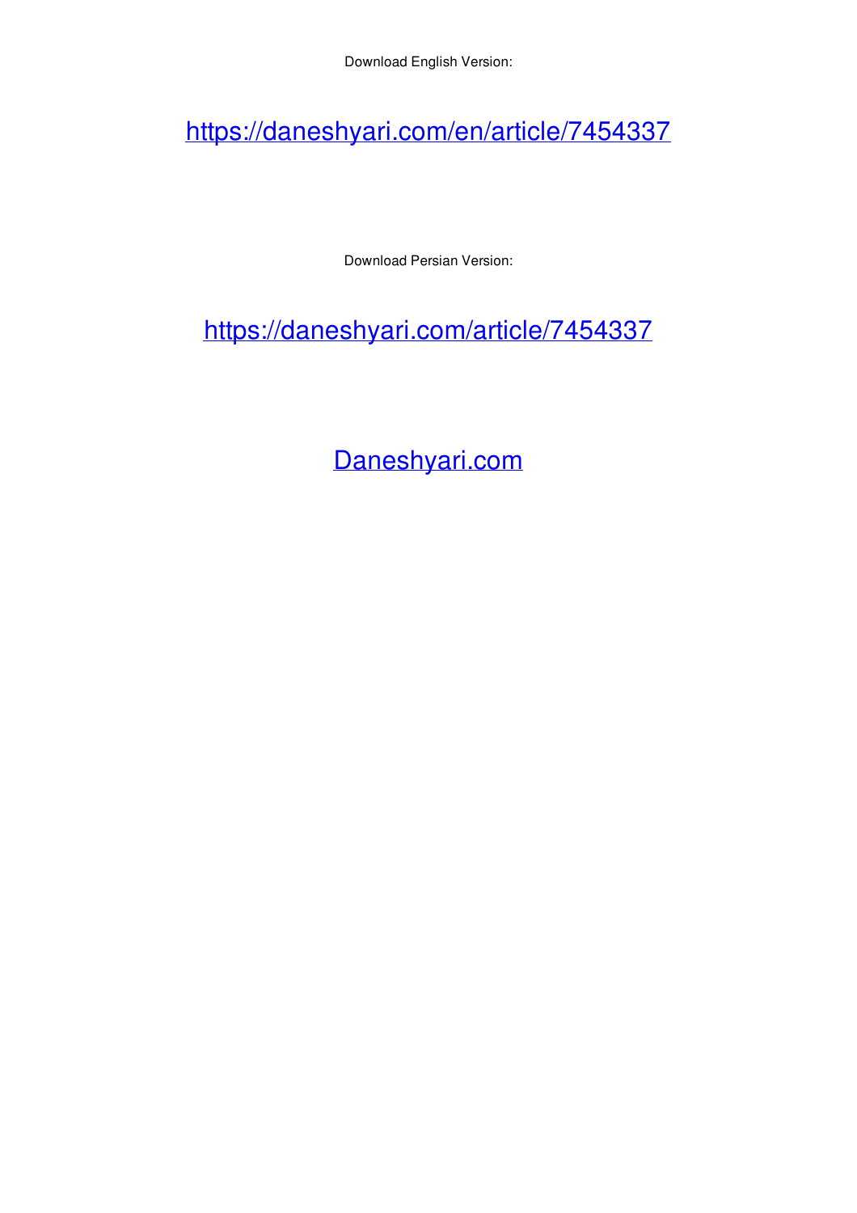Download English Version:

https://daneshyari.com/en/article/7454337

Download Persian Version:

https://daneshyari.com/article/7454337

Daneshyari.com